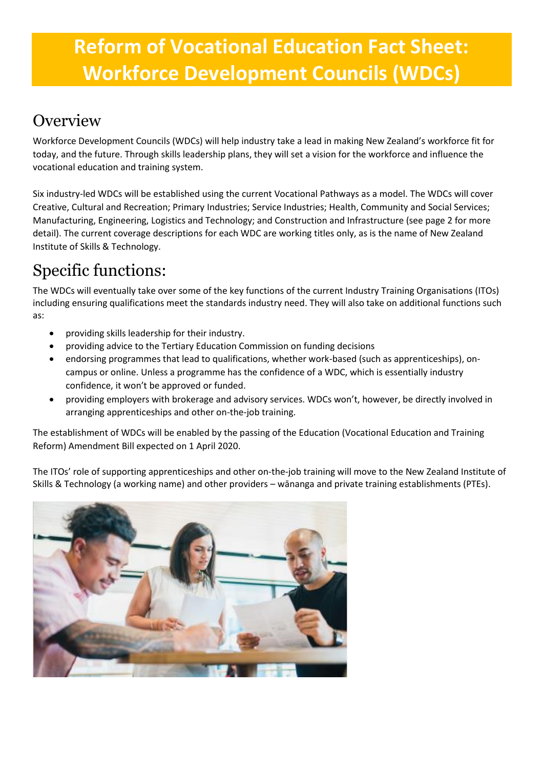# Reform of Vocational Education Fact Sheet: Workforce Development Councils (WDCs)

## Overview

Workforce Development Councils (WDCs) will help industry take a lead in making New Zealand's workforce fit for today, and the future. Through skills leadership plans, they will set a vision for the workforce and influence the vocational education and training system.

Six industry-led WDCs will be established using the current Vocational Pathways as a model. The WDCs will cover Creative, Cultural and Recreation; Primary Industries; Service Industries; Health, Community and Social Services; Manufacturing, Engineering, Logistics and Technology; and Construction and Infrastructure (see page 2 for more detail). The current coverage descriptions for each WDC are working titles only, as is the name of New Zealand Institute of Skills & Technology.

## Specific functions:

The WDCs will eventually take over some of the key functions of the current Industry Training Organisations (ITOs) including ensuring qualifications meet the standards industry need. They will also take on additional functions such as:

- providing skills leadership for their industry.
- providing advice to the Tertiary Education Commission on funding decisions
- endorsing programmes that lead to qualifications, whether work-based (such as apprenticeships), on-campus or online. Unless a programme has the confidence of a WDC, which is essentially industry confidence, it won't be approved or funded.
- providing employers with brokerage and advisory services. WDCs won't, however, be directly involved in arranging apprenticeships and other on-the-job training.

The establishment of WDCs will be enabled by the passing of the Education (Vocational Education and Training Reform) Amendment Bill expected on 1 April 2020.

The ITOs' role of supporting apprenticeships and other on-the-job training will move to the New Zealand Institute of Skills & Technology (a working name) and other providers – wānanga and private training establishments (PTEs).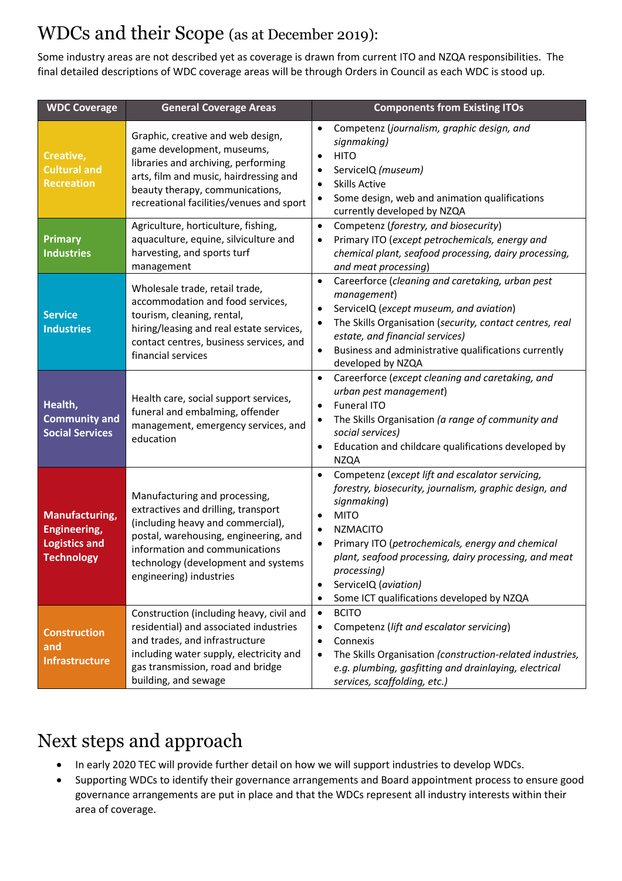# WDCs and their Scope (as at December 2019):

Some industry areas are not described yet as coverage is drawn from current ITO and NZQA responsibilities. The final detailed descriptions of WDC coverage areas will be through Orders in Council as each WDC is stood up.

| WDC Coverage | General Coverage Areas | Components from Existing ITOs |
|---|---|---|
| **Creative, Cultural and Recreation** | Graphic, creative and web design, game development, museums, libraries and archiving, performing arts, film and music, hairdressing and beauty therapy, communications, recreational facilities/venues and sport | • Competenz (*journalism, graphic design, and signmaking)*<br>• HITO<br>• ServiceIQ *(museum)*<br>• Skills Active<br>• Some design, web and animation qualifications currently developed by NZQA |
| **Primary Industries** | Agriculture, horticulture, fishing, aquaculture, equine, silviculture and harvesting, and sports turf management | • Competenz (*forestry, and biosecurity*)<br>• Primary ITO (*except petrochemicals, energy and chemical plant, seafood processing, dairy processing, and meat processing*) |
| **Service Industries** | Wholesale trade, retail trade, accommodation and food services, tourism, cleaning, rental, hiring/leasing and real estate services, contact centres, business services, and financial services | • Careerforce (*cleaning and caretaking, urban pest management*)<br>• ServiceIQ (*except museum, and aviation*)<br>• The Skills Organisation (*security, contact centres, real estate, and financial services)*<br>• Business and administrative qualifications currently developed by NZQA |
| **Health, Community and Social Services** | Health care, social support services, funeral and embalming, offender management, emergency services, and education | • Careerforce (*except cleaning and caretaking, and urban pest management*)<br>• Funeral ITO<br>• The Skills Organisation *(a range of community and social services)*<br>• Education and childcare qualifications developed by NZQA |
| **Manufacturing, Engineering, Logistics and Technology** | Manufacturing and processing, extractives and drilling, transport (including heavy and commercial), postal, warehousing, engineering, and information and communications technology (development and systems engineering) industries | • Competenz (*except lift and escalator servicing, forestry, biosecurity, journalism, graphic design, and signmaking*)<br>• MITO<br>• NZMACITO<br>• Primary ITO (*petrochemicals, energy and chemical plant, seafood processing, dairy processing, and meat processing)*<br>• ServiceIQ (*aviation)*<br>• Some ICT qualifications developed by NZQA |
| **Construction and Infrastructure** | Construction (including heavy, civil and residential) and associated industries and trades, and infrastructure including water supply, electricity and gas transmission, road and bridge building, and sewage | • BCITO<br>• Competenz (*lift and escalator servicing*)<br>• Connexis<br>• The Skills Organisation *(construction-related industries, e.g. plumbing, gasfitting and drainlaying, electrical services, scaffolding, etc.)* |

# Next steps and approach

- In early 2020 TEC will provide further detail on how we will support industries to develop WDCs.
- Supporting WDCs to identify their governance arrangements and Board appointment process to ensure good governance arrangements are put in place and that the WDCs represent all industry interests within their area of coverage.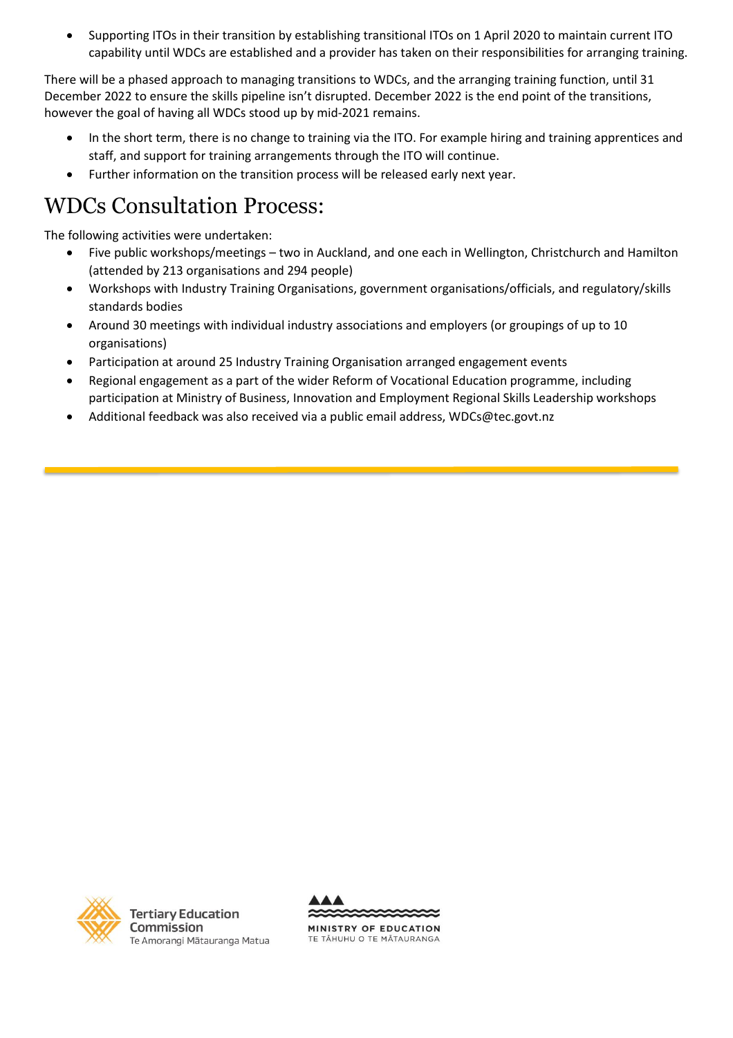- Supporting ITOs in their transition by establishing transitional ITOs on 1 April 2020 to maintain current ITO capability until WDCs are established and a provider has taken on their responsibilities for arranging training.

There will be a phased approach to managing transitions to WDCs, and the arranging training function, until 31 December 2022 to ensure the skills pipeline isn't disrupted. December 2022 is the end point of the transitions, however the goal of having all WDCs stood up by mid-2021 remains.

- In the short term, there is no change to training via the ITO. For example hiring and training apprentices and staff, and support for training arrangements through the ITO will continue.
- Further information on the transition process will be released early next year.

# WDCs Consultation Process:

The following activities were undertaken:

- Five public workshops/meetings – two in Auckland, and one each in Wellington, Christchurch and Hamilton (attended by 213 organisations and 294 people)
- Workshops with Industry Training Organisations, government organisations/officials, and regulatory/skills standards bodies
- Around 30 meetings with individual industry associations and employers (or groupings of up to 10 organisations)
- Participation at around 25 Industry Training Organisation arranged engagement events
- Regional engagement as a part of the wider Reform of Vocational Education programme, including participation at Ministry of Business, Innovation and Employment Regional Skills Leadership workshops
- Additional feedback was also received via a public email address, WDCs@tec.govt.nz

Tertiary Education Commission
Te Amorangi Mātauranga Matua

MINISTRY OF EDUCATION
TE TĀHUHU O TE MĀTAURANGA